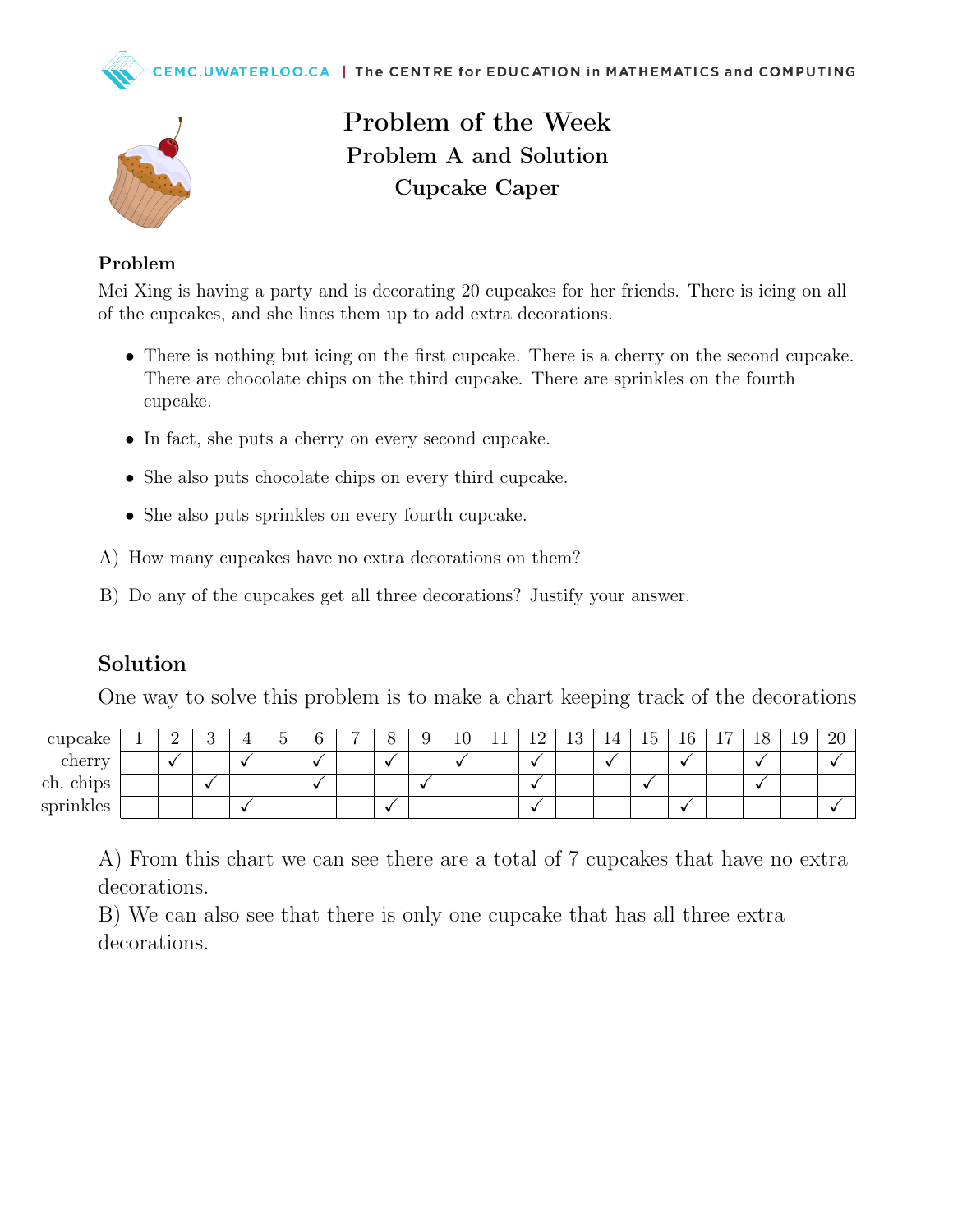# Problem of the Week

## Problem A and Solution

## Cupcake Caper

### Problem

Mei Xing is having a party and is decorating 20 cupcakes for her friends. There is icing on all of the cupcakes, and she lines them up to add extra decorations.

- There is nothing but icing on the first cupcake. There is a cherry on the second cupcake. There are chocolate chips on the third cupcake. There are sprinkles on the fourth cupcake.
- In fact, she puts a cherry on every second cupcake.
- She also puts chocolate chips on every third cupcake.
- She also puts sprinkles on every fourth cupcake.

A) How many cupcakes have no extra decorations on them?

B) Do any of the cupcakes get all three decorations? Justify your answer.

## Solution

One way to solve this problem is to make a chart keeping track of the decorations

| cupcake | 1 | 2 | 3 | 4 | 5 | 6 | 7 | 8 | 9 | 10 | 11 | 12 | 13 | 14 | 15 | 16 | 17 | 18 | 19 | 20 |
|---|---|---|---|---|---|---|---|---|---|---|---|---|---|---|---|---|---|---|---|---|
| cherry | | ✓ | | ✓ | | ✓ | | ✓ | | ✓ | | ✓ | | ✓ | | ✓ | | ✓ | | ✓ |
| ch. chips | | | ✓ | | | ✓ | | | ✓ | | | ✓ | | | ✓ | | | ✓ | | |
| sprinkles | | | | ✓ | | | | ✓ | | | | ✓ | | | | ✓ | | | | ✓ |

A) From this chart we can see there are a total of 7 cupcakes that have no extra decorations.

B) We can also see that there is only one cupcake that has all three extra decorations.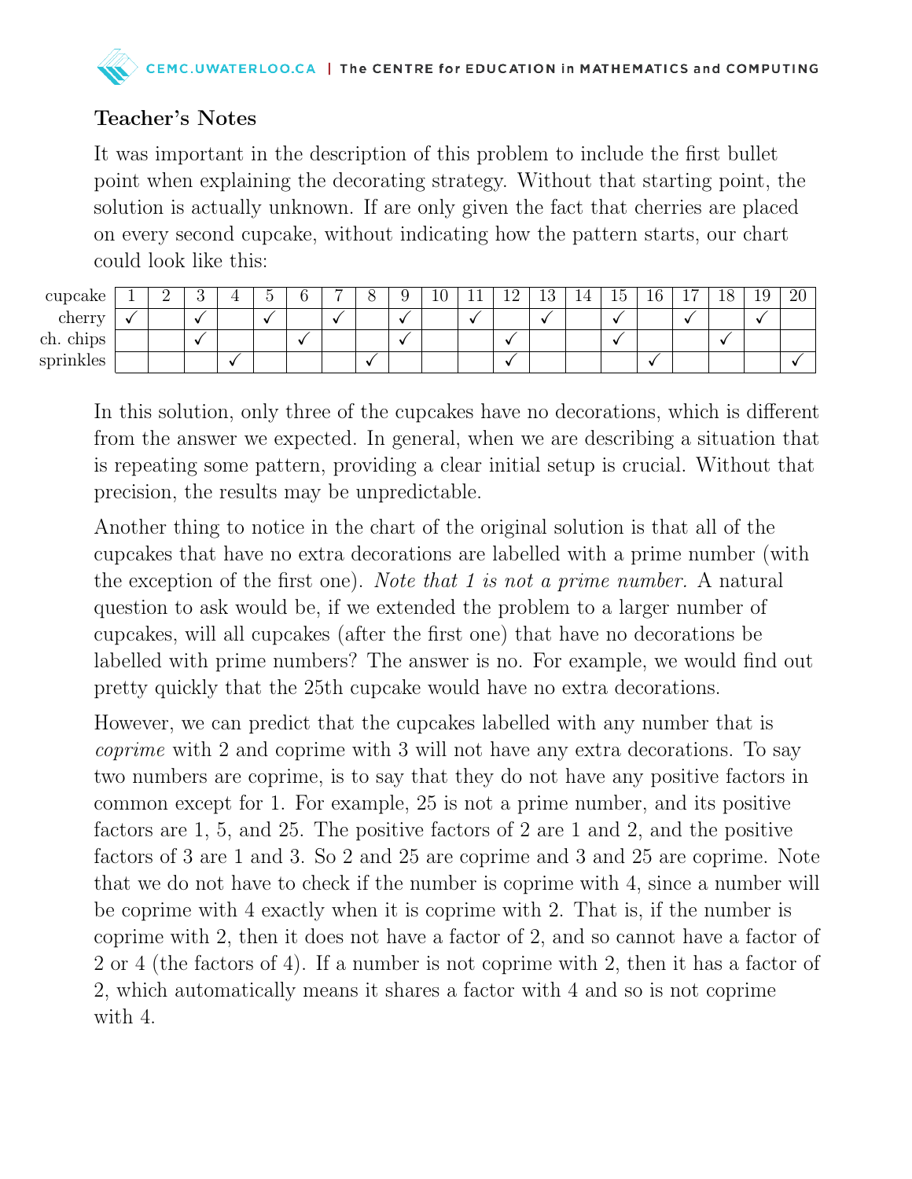**Teacher's Notes**

It was important in the description of this problem to include the first bullet point when explaining the decorating strategy. Without that starting point, the solution is actually unknown. If are only given the fact that cherries are placed on every second cupcake, without indicating how the pattern starts, our chart could look like this:

| cupcake | 1 | 2 | 3 | 4 | 5 | 6 | 7 | 8 | 9 | 10 | 11 | 12 | 13 | 14 | 15 | 16 | 17 | 18 | 19 | 20 |
|---|---|---|---|---|---|---|---|---|---|---|---|---|---|---|---|---|---|---|---|---|
| cherry | ✓ | | ✓ | | ✓ | | ✓ | | ✓ | | ✓ | | ✓ | | ✓ | | ✓ | | ✓ | |
| ch. chips | | | ✓ | | | ✓ | | | ✓ | | | ✓ | | | ✓ | | | ✓ | | |
| sprinkles | | | | ✓ | | | | ✓ | | | | ✓ | | | | ✓ | | | | ✓ |

In this solution, only three of the cupcakes have no decorations, which is different from the answer we expected. In general, when we are describing a situation that is repeating some pattern, providing a clear initial setup is crucial. Without that precision, the results may be unpredictable.

Another thing to notice in the chart of the original solution is that all of the cupcakes that have no extra decorations are labelled with a prime number (with the exception of the first one). *Note that 1 is not a prime number.* A natural question to ask would be, if we extended the problem to a larger number of cupcakes, will all cupcakes (after the first one) that have no decorations be labelled with prime numbers? The answer is no. For example, we would find out pretty quickly that the 25th cupcake would have no extra decorations.

However, we can predict that the cupcakes labelled with any number that is *coprime* with 2 and coprime with 3 will not have any extra decorations. To say two numbers are coprime, is to say that they do not have any positive factors in common except for 1. For example, 25 is not a prime number, and its positive factors are 1, 5, and 25. The positive factors of 2 are 1 and 2, and the positive factors of 3 are 1 and 3. So 2 and 25 are coprime and 3 and 25 are coprime. Note that we do not have to check if the number is coprime with 4, since a number will be coprime with 4 exactly when it is coprime with 2. That is, if the number is coprime with 2, then it does not have a factor of 2, and so cannot have a factor of 2 or 4 (the factors of 4). If a number is not coprime with 2, then it has a factor of 2, which automatically means it shares a factor with 4 and so is not coprime with 4.